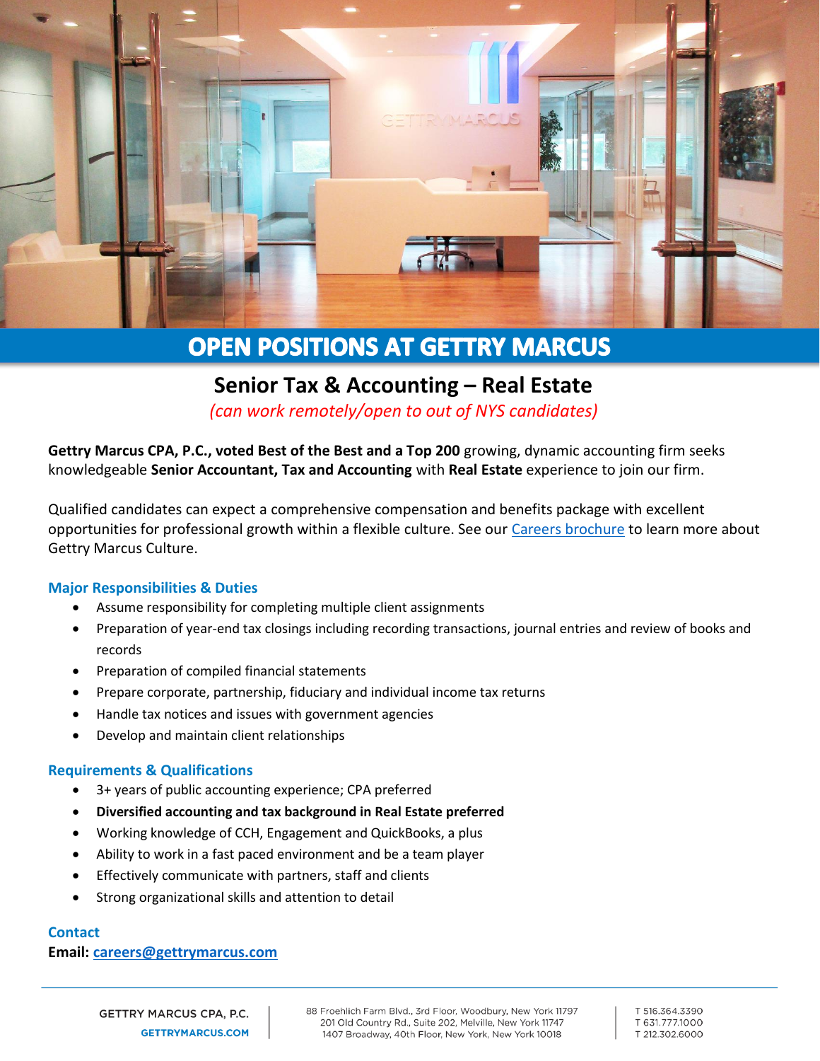# OPEN POSITIONS AT GETTRY MARCUS

## Senior Tax & Accounting – Real Estate

*(can work remotely/open to out of NYS candidates)*

**Gettry Marcus CPA, P.C., voted Best of the Best and a Top 200** growing, dynamic accounting firm seeks knowledgeable **Senior Accountant, Tax and Accounting** with **Real Estate** experience to join our firm.

Qualified candidates can expect a comprehensive compensation and benefits package with excellent opportunities for professional growth within a flexible culture. See our Careers brochure to learn more about Gettry Marcus Culture.

### Major Responsibilities & Duties

- Assume responsibility for completing multiple client assignments
- Preparation of year-end tax closings including recording transactions, journal entries and review of books and records
- Preparation of compiled financial statements
- Prepare corporate, partnership, fiduciary and individual income tax returns
- Handle tax notices and issues with government agencies
- Develop and maintain client relationships

### Requirements & Qualifications

- 3+ years of public accounting experience; CPA preferred
- **Diversified accounting and tax background in Real Estate preferred**
- Working knowledge of CCH, Engagement and QuickBooks, a plus
- Ability to work in a fast paced environment and be a team player
- Effectively communicate with partners, staff and clients
- Strong organizational skills and attention to detail

### Contact

**Email:** careers@gettrymarcus.com

GETTRY MARCUS CPA, P.C.
GETTRYMARCUS.COM

88 Froehlich Farm Blvd., 3rd Floor, Woodbury, New York 11797
201 Old Country Rd., Suite 202, Melville, New York 11747
1407 Broadway, 40th Floor, New York, New York 10018

T 516.364.3390
T 631.777.1000
T 212.302.6000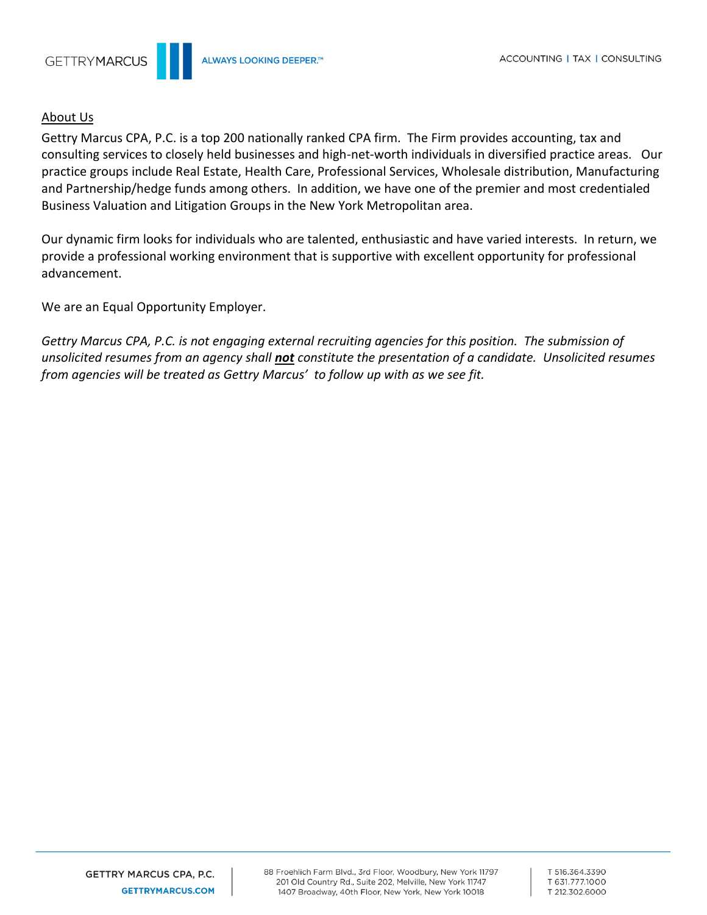<u>About Us</u>

Gettry Marcus CPA, P.C. is a top 200 nationally ranked CPA firm. The Firm provides accounting, tax and consulting services to closely held businesses and high-net-worth individuals in diversified practice areas. Our practice groups include Real Estate, Health Care, Professional Services, Wholesale distribution, Manufacturing and Partnership/hedge funds among others. In addition, we have one of the premier and most credentialed Business Valuation and Litigation Groups in the New York Metropolitan area.

Our dynamic firm looks for individuals who are talented, enthusiastic and have varied interests. In return, we provide a professional working environment that is supportive with excellent opportunity for professional advancement.

We are an Equal Opportunity Employer.

*Gettry Marcus CPA, P.C. is not engaging external recruiting agencies for this position. The submission of unsolicited resumes from an agency shall **<u>not</u>** constitute the presentation of a candidate. Unsolicited resumes from agencies will be treated as Gettry Marcus' to follow up with as we see fit.*